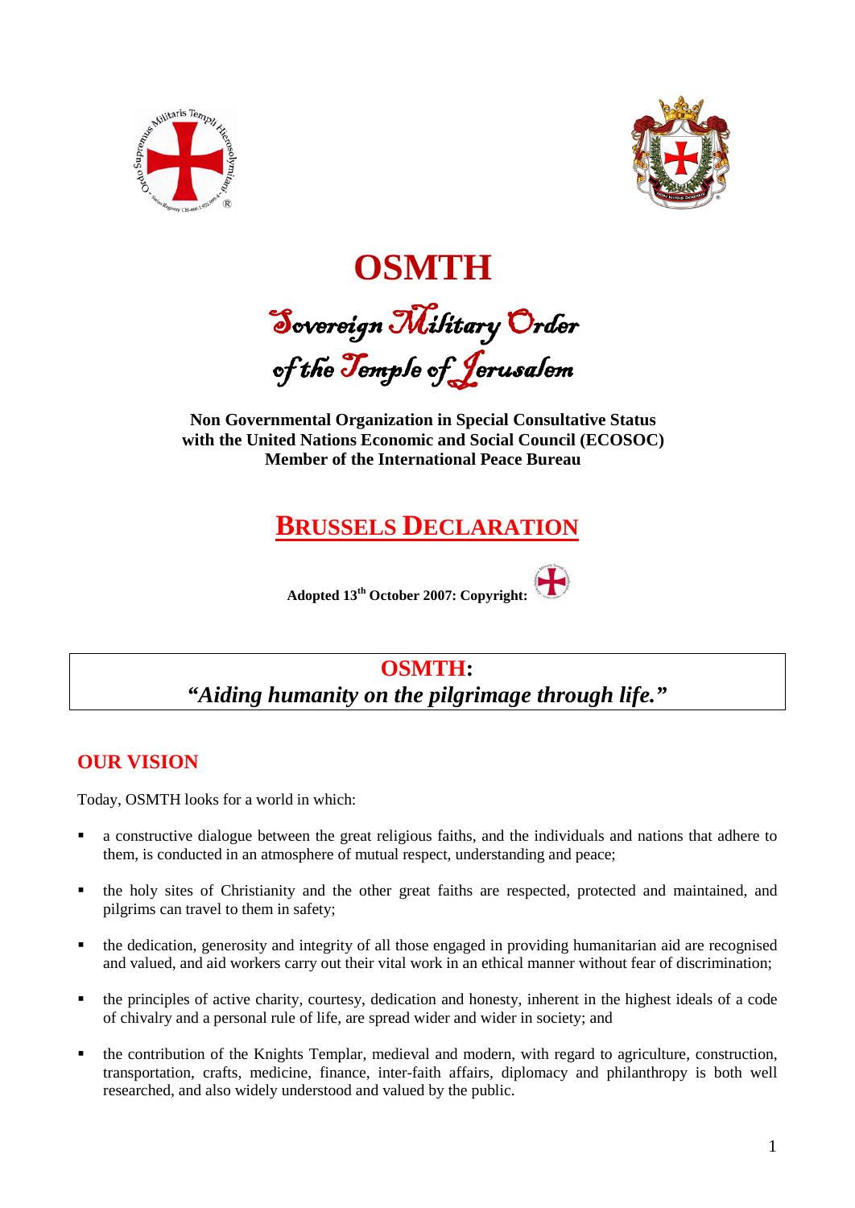# OSMTH

## Sovereign Military Order of the Temple of Jerusalem

**Non Governmental Organization in Special Consultative Status with the United Nations Economic and Social Council (ECOSOC) Member of the International Peace Bureau**

## BRUSSELS DECLARATION

**Adopted 13th October 2007: Copyright:**

---

**OSMTH:**

***"Aiding humanity on the pilgrimage through life."***

---

## OUR VISION

Today, OSMTH looks for a world in which:

- a constructive dialogue between the great religious faiths, and the individuals and nations that adhere to them, is conducted in an atmosphere of mutual respect, understanding and peace;
- the holy sites of Christianity and the other great faiths are respected, protected and maintained, and pilgrims can travel to them in safety;
- the dedication, generosity and integrity of all those engaged in providing humanitarian aid are recognised and valued, and aid workers carry out their vital work in an ethical manner without fear of discrimination;
- the principles of active charity, courtesy, dedication and honesty, inherent in the highest ideals of a code of chivalry and a personal rule of life, are spread wider and wider in society; and
- the contribution of the Knights Templar, medieval and modern, with regard to agriculture, construction, transportation, crafts, medicine, finance, inter-faith affairs, diplomacy and philanthropy is both well researched, and also widely understood and valued by the public.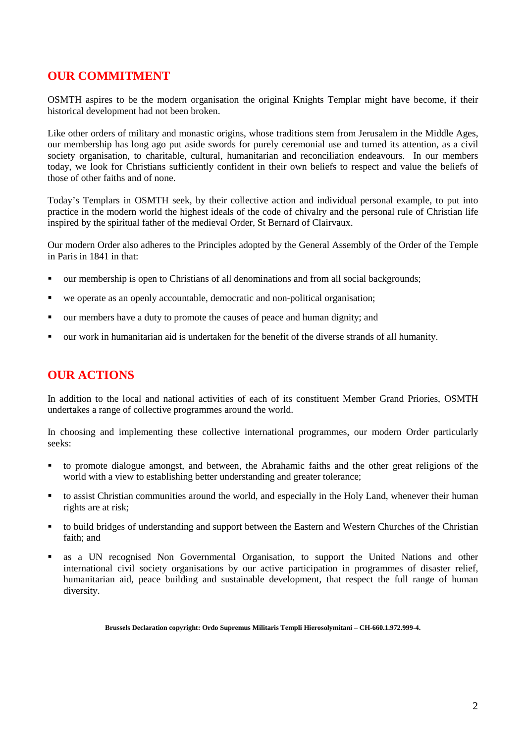## OUR COMMITMENT

OSMTH aspires to be the modern organisation the original Knights Templar might have become, if their historical development had not been broken.

Like other orders of military and monastic origins, whose traditions stem from Jerusalem in the Middle Ages, our membership has long ago put aside swords for purely ceremonial use and turned its attention, as a civil society organisation, to charitable, cultural, humanitarian and reconciliation endeavours. In our members today, we look for Christians sufficiently confident in their own beliefs to respect and value the beliefs of those of other faiths and of none.

Today's Templars in OSMTH seek, by their collective action and individual personal example, to put into practice in the modern world the highest ideals of the code of chivalry and the personal rule of Christian life inspired by the spiritual father of the medieval Order, St Bernard of Clairvaux.

Our modern Order also adheres to the Principles adopted by the General Assembly of the Order of the Temple in Paris in 1841 in that:

- our membership is open to Christians of all denominations and from all social backgrounds;
- we operate as an openly accountable, democratic and non-political organisation;
- our members have a duty to promote the causes of peace and human dignity; and
- our work in humanitarian aid is undertaken for the benefit of the diverse strands of all humanity.

## OUR ACTIONS

In addition to the local and national activities of each of its constituent Member Grand Priories, OSMTH undertakes a range of collective programmes around the world.

In choosing and implementing these collective international programmes, our modern Order particularly seeks:

- to promote dialogue amongst, and between, the Abrahamic faiths and the other great religions of the world with a view to establishing better understanding and greater tolerance;
- to assist Christian communities around the world, and especially in the Holy Land, whenever their human rights are at risk;
- to build bridges of understanding and support between the Eastern and Western Churches of the Christian faith; and
- as a UN recognised Non Governmental Organisation, to support the United Nations and other international civil society organisations by our active participation in programmes of disaster relief, humanitarian aid, peace building and sustainable development, that respect the full range of human diversity.

**Brussels Declaration copyright: Ordo Supremus Militaris Templi Hierosolymitani – CH-660.1.972.999-4.**